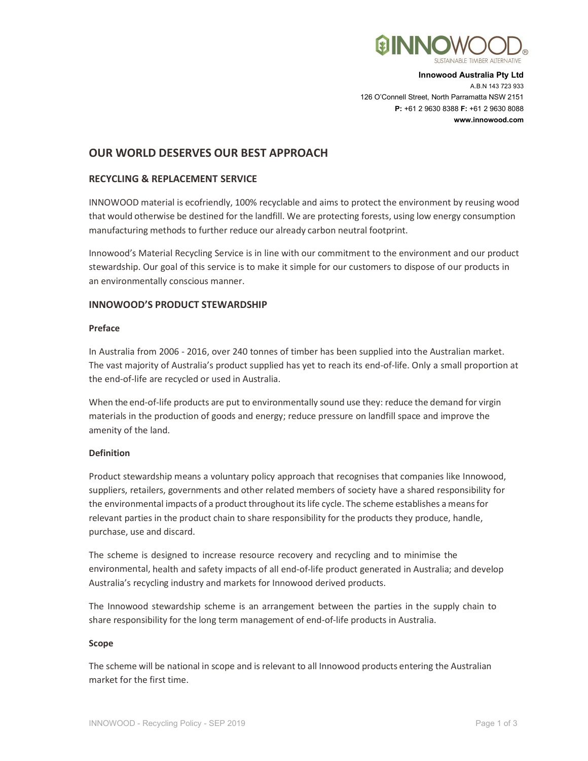**Innowood Australia Pty Ltd**
A.B.N 143 723 933
126 O'Connell Street, North Parramatta NSW 2151
**P:** +61 2 9630 8388 **F:** +61 2 9630 8088
**www.innowood.com**

# OUR WORLD DESERVES OUR BEST APPROACH

## RECYCLING & REPLACEMENT SERVICE

INNOWOOD material is ecofriendly, 100% recyclable and aims to protect the environment by reusing wood that would otherwise be destined for the landfill. We are protecting forests, using low energy consumption manufacturing methods to further reduce our already carbon neutral footprint.

Innowood's Material Recycling Service is in line with our commitment to the environment and our product stewardship. Our goal of this service is to make it simple for our customers to dispose of our products in an environmentally conscious manner.

## INNOWOOD'S PRODUCT STEWARDSHIP

### Preface

In Australia from 2006 - 2016, over 240 tonnes of timber has been supplied into the Australian market. The vast majority of Australia's product supplied has yet to reach its end-of-life. Only a small proportion at the end-of-life are recycled or used in Australia.

When the end-of-life products are put to environmentally sound use they: reduce the demand for virgin materials in the production of goods and energy; reduce pressure on landfill space and improve the amenity of the land.

### Definition

Product stewardship means a voluntary policy approach that recognises that companies like Innowood, suppliers, retailers, governments and other related members of society have a shared responsibility for the environmental impacts of a product throughout its life cycle. The scheme establishes a means for relevant parties in the product chain to share responsibility for the products they produce, handle, purchase, use and discard.

The scheme is designed to increase resource recovery and recycling and to minimise the environmental, health and safety impacts of all end-of-life product generated in Australia; and develop Australia's recycling industry and markets for Innowood derived products.

The Innowood stewardship scheme is an arrangement between the parties in the supply chain to share responsibility for the long term management of end-of-life products in Australia.

### Scope

The scheme will be national in scope and is relevant to all Innowood products entering the Australian market for the first time.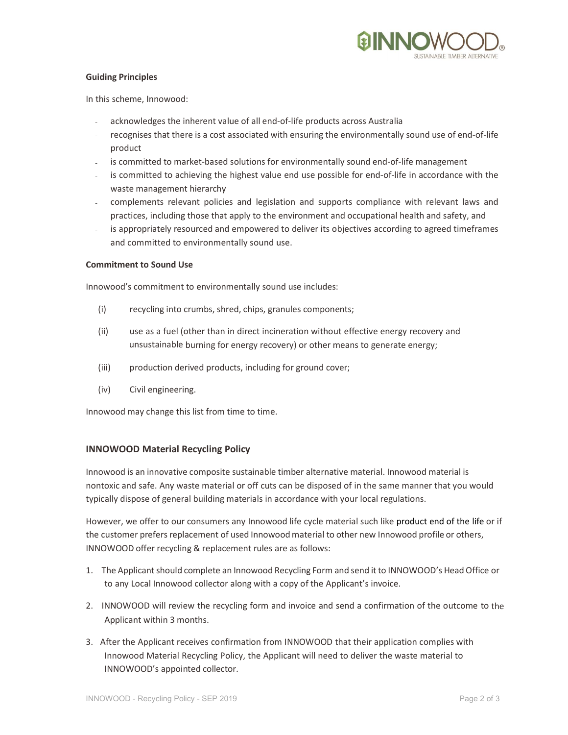**Guiding Principles**

In this scheme, Innowood:

- acknowledges the inherent value of all end-of-life products across Australia
- recognises that there is a cost associated with ensuring the environmentally sound use of end-of-life product
- is committed to market-based solutions for environmentally sound end-of-life management
- is committed to achieving the highest value end use possible for end-of-life in accordance with the waste management hierarchy
- complements relevant policies and legislation and supports compliance with relevant laws and practices, including those that apply to the environment and occupational health and safety, and
- is appropriately resourced and empowered to deliver its objectives according to agreed timeframes and committed to environmentally sound use.

**Commitment to Sound Use**

Innowood's commitment to environmentally sound use includes:

(i) recycling into crumbs, shred, chips, granules components;

(ii) use as a fuel (other than in direct incineration without effective energy recovery and unsustainable burning for energy recovery) or other means to generate energy;

(iii) production derived products, including for ground cover;

(iv) Civil engineering.

Innowood may change this list from time to time.

## INNOWOOD Material Recycling Policy

Innowood is an innovative composite sustainable timber alternative material. Innowood material is nontoxic and safe. Any waste material or off cuts can be disposed of in the same manner that you would typically dispose of general building materials in accordance with your local regulations.

However, we offer to our consumers any Innowood life cycle material such like product end of the life or if the customer prefers replacement of used Innowood material to other new Innowood profile or others, INNOWOOD offer recycling & replacement rules are as follows:

1. The Applicant should complete an Innowood Recycling Form and send it to INNOWOOD's Head Office or to any Local Innowood collector along with a copy of the Applicant's invoice.
2. INNOWOOD will review the recycling form and invoice and send a confirmation of the outcome to the Applicant within 3 months.
3. After the Applicant receives confirmation from INNOWOOD that their application complies with Innowood Material Recycling Policy, the Applicant will need to deliver the waste material to INNOWOOD's appointed collector.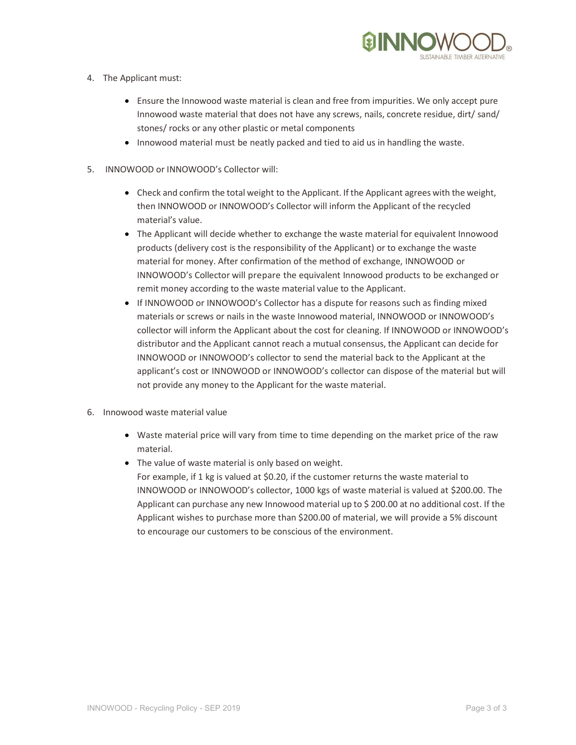4. The Applicant must:

    - Ensure the Innowood waste material is clean and free from impurities. We only accept pure Innowood waste material that does not have any screws, nails, concrete residue, dirt/ sand/ stones/ rocks or any other plastic or metal components
    - Innowood material must be neatly packed and tied to aid us in handling the waste.

5. INNOWOOD or INNOWOOD's Collector will:

    - Check and confirm the total weight to the Applicant. If the Applicant agrees with the weight, then INNOWOOD or INNOWOOD's Collector will inform the Applicant of the recycled material's value.
    - The Applicant will decide whether to exchange the waste material for equivalent Innowood products (delivery cost is the responsibility of the Applicant) or to exchange the waste material for money. After confirmation of the method of exchange, INNOWOOD or INNOWOOD's Collector will prepare the equivalent Innowood products to be exchanged or remit money according to the waste material value to the Applicant.
    - If INNOWOOD or INNOWOOD's Collector has a dispute for reasons such as finding mixed materials or screws or nails in the waste Innowood material, INNOWOOD or INNOWOOD's collector will inform the Applicant about the cost for cleaning. If INNOWOOD or INNOWOOD's distributor and the Applicant cannot reach a mutual consensus, the Applicant can decide for INNOWOOD or INNOWOOD's collector to send the material back to the Applicant at the applicant's cost or INNOWOOD or INNOWOOD's collector can dispose of the material but will not provide any money to the Applicant for the waste material.

6. Innowood waste material value

    - Waste material price will vary from time to time depending on the market price of the raw material.
    - The value of waste material is only based on weight.
      For example, if 1 kg is valued at $0.20, if the customer returns the waste material to INNOWOOD or INNOWOOD's collector, 1000 kgs of waste material is valued at $200.00. The Applicant can purchase any new Innowood material up to $ 200.00 at no additional cost. If the Applicant wishes to purchase more than $200.00 of material, we will provide a 5% discount to encourage our customers to be conscious of the environment.